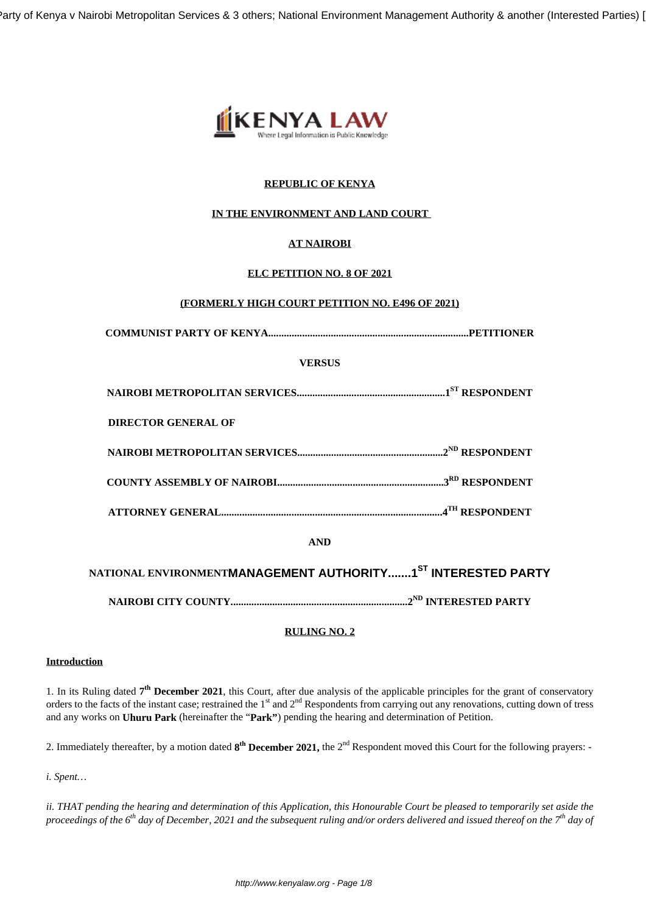**REPUBLIC OF KENYA**

**IN THE ENVIRONMENT AND LAND COURT**

**AT NAIROBI**

**ELC PETITION NO. 8 OF 2021**

**(FORMERLY HIGH COURT PETITION NO. E496 OF 2021)**

**COMMUNIST PARTY OF KENYA.............................................................................PETITIONER**

**VERSUS**

**NAIROBI METROPOLITAN SERVICES.........................................................1ST RESPONDENT**

**DIRECTOR GENERAL OF**

**NAIROBI METROPOLITAN SERVICES........................................................2ND RESPONDENT**

**COUNTY ASSEMBLY OF NAIROBI.................................................................3RD RESPONDENT**

**ATTORNEY GENERAL.....................................................................................4TH RESPONDENT**

**AND**

**NATIONAL ENVIRONMENT MANAGEMENT AUTHORITY.......1ST INTERESTED PARTY**

**NAIROBI CITY COUNTY....................................................................2ND INTERESTED PARTY**

**RULING NO. 2**

**Introduction**

1. In its Ruling dated **7th December 2021**, this Court, after due analysis of the applicable principles for the grant of conservatory orders to the facts of the instant case; restrained the 1st and 2nd Respondents from carrying out any renovations, cutting down of tress and any works on **Uhuru Park** (hereinafter the "**Park"**) pending the hearing and determination of Petition.

2. Immediately thereafter, by a motion dated **8th December 2021,** the 2nd Respondent moved this Court for the following prayers: -

*i. Spent…*

*ii. THAT pending the hearing and determination of this Application, this Honourable Court be pleased to temporarily set aside the proceedings of the 6th day of December, 2021 and the subsequent ruling and/or orders delivered and issued thereof on the 7th day of*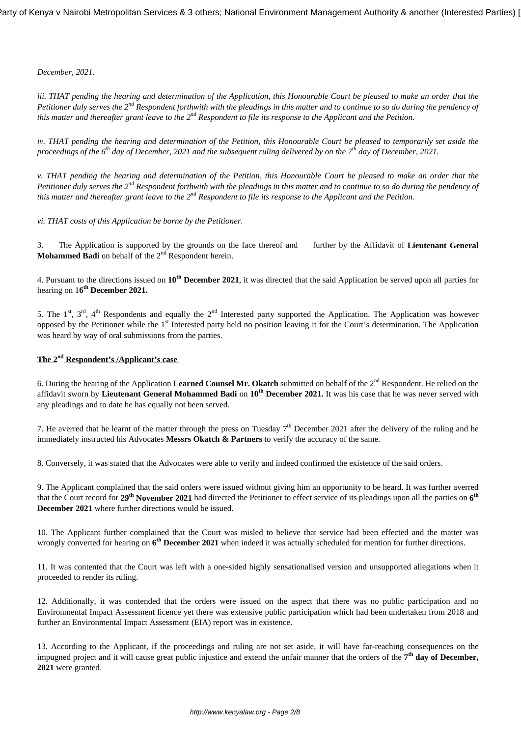*December, 2021.*

*iii. THAT pending the hearing and determination of the Application, this Honourable Court be pleased to make an order that the Petitioner duly serves the 2nd Respondent forthwith with the pleadings in this matter and to continue to so do during the pendency of this matter and thereafter grant leave to the 2nd Respondent to file its response to the Applicant and the Petition.*

*iv. THAT pending the hearing and determination of the Petition, this Honourable Court be pleased to temporarily set aside the proceedings of the 6th day of December, 2021 and the subsequent ruling delivered by on the 7th day of December, 2021.*

*v. THAT pending the hearing and determination of the Petition, this Honourable Court be pleased to make an order that the Petitioner duly serves the 2nd Respondent forthwith with the pleadings in this matter and to continue to so do during the pendency of this matter and thereafter grant leave to the 2nd Respondent to file its response to the Applicant and the Petition.*

*vi. THAT costs of this Application be borne by the Petitioner.*

3. The Application is supported by the grounds on the face thereof and further by the Affidavit of **Lieutenant General Mohammed Badi** on behalf of the 2nd Respondent herein.

4. Pursuant to the directions issued on **10th December 2021**, it was directed that the said Application be served upon all parties for hearing on 1**6th December 2021.**

5. The 1st, 3rd, 4th Respondents and equally the 2nd Interested party supported the Application. The Application was however opposed by the Petitioner while the 1st Interested party held no position leaving it for the Court's determination. The Application was heard by way of oral submissions from the parties.

**<u>The 2nd Respondent's /Applicant's case</u>**

6. During the hearing of the Application **Learned Counsel Mr. Okatch** submitted on behalf of the 2nd Respondent. He relied on the affidavit sworn by **Lieutenant General Mohammed Badi** on **10th December 2021.** It was his case that he was never served with any pleadings and to date he has equally not been served.

7. He averred that he learnt of the matter through the press on Tuesday 7th December 2021 after the delivery of the ruling and he immediately instructed his Advocates **Messrs Okatch & Partners** to verify the accuracy of the same.

8. Conversely, it was stated that the Advocates were able to verify and indeed confirmed the existence of the said orders.

9. The Applicant complained that the said orders were issued without giving him an opportunity to be heard. It was further averred that the Court record for **29th November 2021** had directed the Petitioner to effect service of its pleadings upon all the parties on **6th December 2021** where further directions would be issued.

10. The Applicant further complained that the Court was misled to believe that service had been effected and the matter was wrongly converted for hearing on **6th December 2021** when indeed it was actually scheduled for mention for further directions.

11. It was contented that the Court was left with a one-sided highly sensationalised version and unsupported allegations when it proceeded to render its ruling.

12. Additionally, it was contended that the orders were issued on the aspect that there was no public participation and no Environmental Impact Assessment licence yet there was extensive public participation which had been undertaken from 2018 and further an Environmental Impact Assessment (EIA) report was in existence.

13. According to the Applicant, if the proceedings and ruling are not set aside, it will have far-reaching consequences on the impugned project and it will cause great public injustice and extend the unfair manner that the orders of the **7th day of December, 2021** were granted.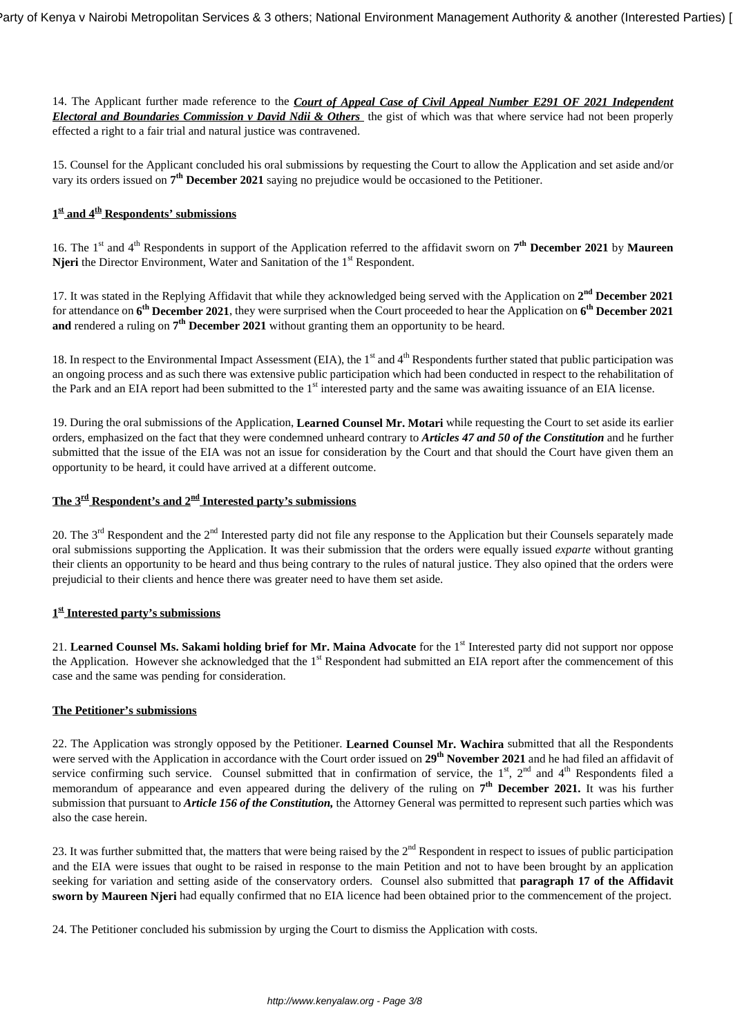14. The Applicant further made reference to the ***Court of Appeal Case of Civil Appeal Number E291 OF 2021 Independent Electoral and Boundaries Commission v David Ndii & Others*** the gist of which was that where service had not been properly effected a right to a fair trial and natural justice was contravened.

15. Counsel for the Applicant concluded his oral submissions by requesting the Court to allow the Application and set aside and/or vary its orders issued on **7th December 2021** saying no prejudice would be occasioned to the Petitioner.

**1st and 4th Respondents' submissions**

16. The 1st and 4th Respondents in support of the Application referred to the affidavit sworn on **7th December 2021** by **Maureen Njeri** the Director Environment, Water and Sanitation of the 1st Respondent.

17. It was stated in the Replying Affidavit that while they acknowledged being served with the Application on **2nd December 2021** for attendance on **6th December 2021**, they were surprised when the Court proceeded to hear the Application on **6th December 2021 and** rendered a ruling on **7th December 2021** without granting them an opportunity to be heard.

18. In respect to the Environmental Impact Assessment (EIA), the 1st and 4th Respondents further stated that public participation was an ongoing process and as such there was extensive public participation which had been conducted in respect to the rehabilitation of the Park and an EIA report had been submitted to the 1st interested party and the same was awaiting issuance of an EIA license.

19. During the oral submissions of the Application, **Learned Counsel Mr. Motari** while requesting the Court to set aside its earlier orders, emphasized on the fact that they were condemned unheard contrary to ***Articles 47 and 50 of the Constitution*** and he further submitted that the issue of the EIA was not an issue for consideration by the Court and that should the Court have given them an opportunity to be heard, it could have arrived at a different outcome.

**The 3rd Respondent's and 2nd Interested party's submissions**

20. The 3rd Respondent and the 2nd Interested party did not file any response to the Application but their Counsels separately made oral submissions supporting the Application. It was their submission that the orders were equally issued *exparte* without granting their clients an opportunity to be heard and thus being contrary to the rules of natural justice. They also opined that the orders were prejudicial to their clients and hence there was greater need to have them set aside.

**1st Interested party's submissions**

21. **Learned Counsel Ms. Sakami holding brief for Mr. Maina Advocate** for the 1st Interested party did not support nor oppose the Application. However she acknowledged that the 1st Respondent had submitted an EIA report after the commencement of this case and the same was pending for consideration.

**The Petitioner's submissions**

22. The Application was strongly opposed by the Petitioner. **Learned Counsel Mr. Wachira** submitted that all the Respondents were served with the Application in accordance with the Court order issued on **29th November 2021** and he had filed an affidavit of service confirming such service. Counsel submitted that in confirmation of service, the 1st, 2nd and 4th Respondents filed a memorandum of appearance and even appeared during the delivery of the ruling on **7th December 2021.** It was his further submission that pursuant to ***Article 156 of the Constitution,*** the Attorney General was permitted to represent such parties which was also the case herein.

23. It was further submitted that, the matters that were being raised by the 2nd Respondent in respect to issues of public participation and the EIA were issues that ought to be raised in response to the main Petition and not to have been brought by an application seeking for variation and setting aside of the conservatory orders. Counsel also submitted that **paragraph 17 of the Affidavit sworn by Maureen Njeri** had equally confirmed that no EIA licence had been obtained prior to the commencement of the project.

24. The Petitioner concluded his submission by urging the Court to dismiss the Application with costs.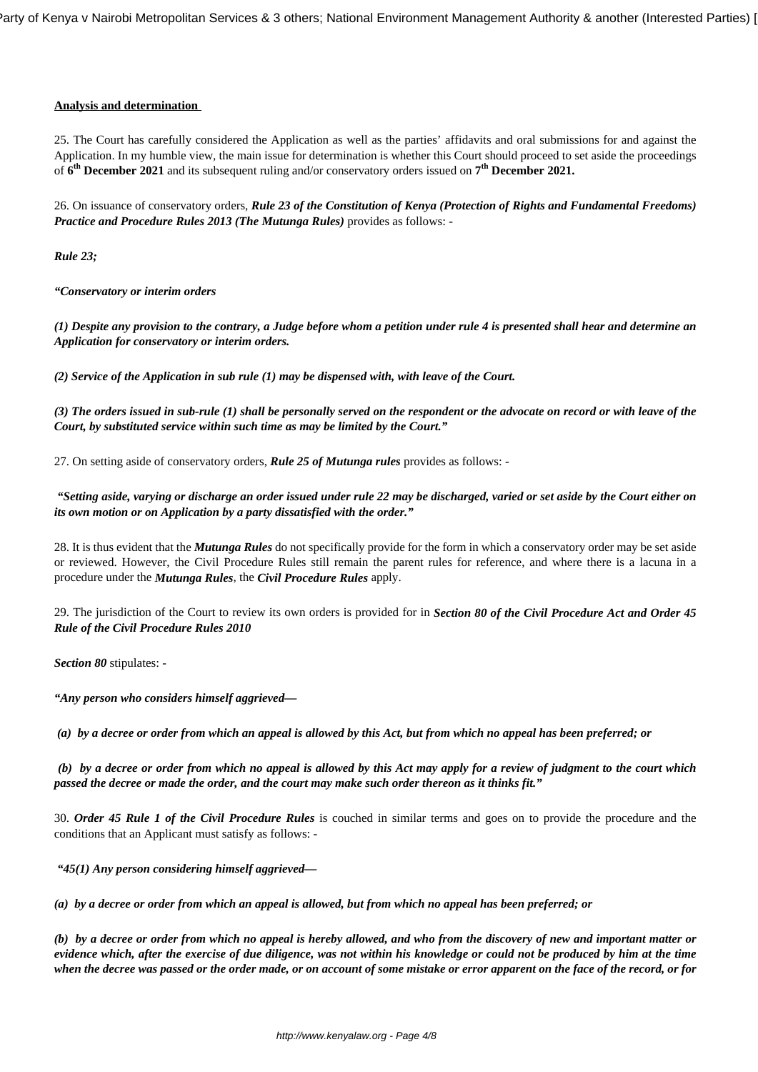**Analysis and determination**

25. The Court has carefully considered the Application as well as the parties' affidavits and oral submissions for and against the Application. In my humble view, the main issue for determination is whether this Court should proceed to set aside the proceedings of **6th December 2021** and its subsequent ruling and/or conservatory orders issued on **7th December 2021.**

26. On issuance of conservatory orders, ***Rule 23 of the Constitution of Kenya (Protection of Rights and Fundamental Freedoms) Practice and Procedure Rules 2013 (The Mutunga Rules)*** provides as follows: -

***Rule 23;***

***"Conservatory or interim orders***

***(1) Despite any provision to the contrary, a Judge before whom a petition under rule 4 is presented shall hear and determine an Application for conservatory or interim orders.***

***(2) Service of the Application in sub rule (1) may be dispensed with, with leave of the Court.***

***(3) The orders issued in sub-rule (1) shall be personally served on the respondent or the advocate on record or with leave of the Court, by substituted service within such time as may be limited by the Court."***

27. On setting aside of conservatory orders, ***Rule 25 of Mutunga rules*** provides as follows: -

***"Setting aside, varying or discharge an order issued under rule 22 may be discharged, varied or set aside by the Court either on its own motion or on Application by a party dissatisfied with the order."***

28. It is thus evident that the ***Mutunga Rules*** do not specifically provide for the form in which a conservatory order may be set aside or reviewed. However, the Civil Procedure Rules still remain the parent rules for reference, and where there is a lacuna in a procedure under the ***Mutunga Rules***, the ***Civil Procedure Rules*** apply.

29. The jurisdiction of the Court to review its own orders is provided for in ***Section 80 of the Civil Procedure Act and Order 45 Rule of the Civil Procedure Rules 2010***

***Section 80*** stipulates: -

***"Any person who considers himself aggrieved—***

***(a) by a decree or order from which an appeal is allowed by this Act, but from which no appeal has been preferred; or***

***(b) by a decree or order from which no appeal is allowed by this Act may apply for a review of judgment to the court which passed the decree or made the order, and the court may make such order thereon as it thinks fit."***

30. ***Order 45 Rule 1 of the Civil Procedure Rules*** is couched in similar terms and goes on to provide the procedure and the conditions that an Applicant must satisfy as follows: -

***"45(1) Any person considering himself aggrieved—***

***(a) by a decree or order from which an appeal is allowed, but from which no appeal has been preferred; or***

***(b) by a decree or order from which no appeal is hereby allowed, and who from the discovery of new and important matter or evidence which, after the exercise of due diligence, was not within his knowledge or could not be produced by him at the time when the decree was passed or the order made, or on account of some mistake or error apparent on the face of the record, or for***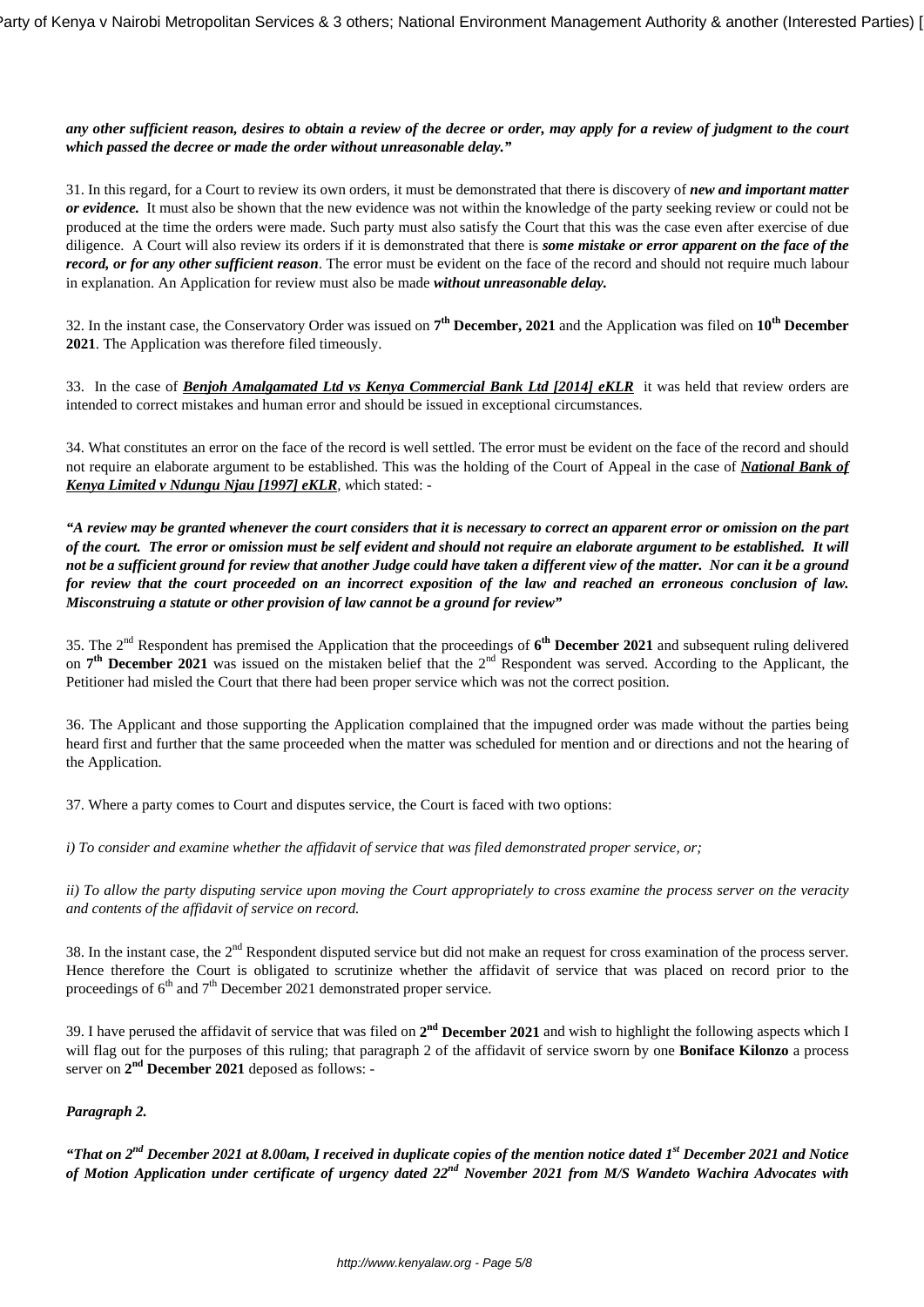***any other sufficient reason, desires to obtain a review of the decree or order, may apply for a review of judgment to the court which passed the decree or made the order without unreasonable delay."***

31. In this regard, for a Court to review its own orders, it must be demonstrated that there is discovery of ***new and important matter or evidence.*** It must also be shown that the new evidence was not within the knowledge of the party seeking review or could not be produced at the time the orders were made. Such party must also satisfy the Court that this was the case even after exercise of due diligence. A Court will also review its orders if it is demonstrated that there is ***some mistake or error apparent on the face of the record, or for any other sufficient reason***. The error must be evident on the face of the record and should not require much labour in explanation. An Application for review must also be made ***without unreasonable delay.***

32. In the instant case, the Conservatory Order was issued on **7th December, 2021** and the Application was filed on **10th December 2021**. The Application was therefore filed timeously.

33. In the case of ***Benjoh Amalgamated Ltd vs Kenya Commercial Bank Ltd [2014] eKLR*** it was held that review orders are intended to correct mistakes and human error and should be issued in exceptional circumstances.

34. What constitutes an error on the face of the record is well settled. The error must be evident on the face of the record and should not require an elaborate argument to be established. This was the holding of the Court of Appeal in the case of ***National Bank of Kenya Limited v Ndungu Njau [1997] eKLR***, which stated: -

***"A review may be granted whenever the court considers that it is necessary to correct an apparent error or omission on the part of the court. The error or omission must be self evident and should not require an elaborate argument to be established. It will not be a sufficient ground for review that another Judge could have taken a different view of the matter. Nor can it be a ground for review that the court proceeded on an incorrect exposition of the law and reached an erroneous conclusion of law. Misconstruing a statute or other provision of law cannot be a ground for review"***

35. The 2nd Respondent has premised the Application that the proceedings of **6th December 2021** and subsequent ruling delivered on **7th December 2021** was issued on the mistaken belief that the 2nd Respondent was served. According to the Applicant, the Petitioner had misled the Court that there had been proper service which was not the correct position.

36. The Applicant and those supporting the Application complained that the impugned order was made without the parties being heard first and further that the same proceeded when the matter was scheduled for mention and or directions and not the hearing of the Application.

37. Where a party comes to Court and disputes service, the Court is faced with two options:

*i) To consider and examine whether the affidavit of service that was filed demonstrated proper service, or;*

*ii) To allow the party disputing service upon moving the Court appropriately to cross examine the process server on the veracity and contents of the affidavit of service on record.*

38. In the instant case, the 2nd Respondent disputed service but did not make an request for cross examination of the process server. Hence therefore the Court is obligated to scrutinize whether the affidavit of service that was placed on record prior to the proceedings of 6th and 7th December 2021 demonstrated proper service.

39. I have perused the affidavit of service that was filed on **2nd December 2021** and wish to highlight the following aspects which I will flag out for the purposes of this ruling; that paragraph 2 of the affidavit of service sworn by one **Boniface Kilonzo** a process server on **2nd December 2021** deposed as follows: -

***Paragraph 2.***

***"That on 2nd December 2021 at 8.00am, I received in duplicate copies of the mention notice dated 1st December 2021 and Notice of Motion Application under certificate of urgency dated 22nd November 2021 from M/S Wandeto Wachira Advocates with***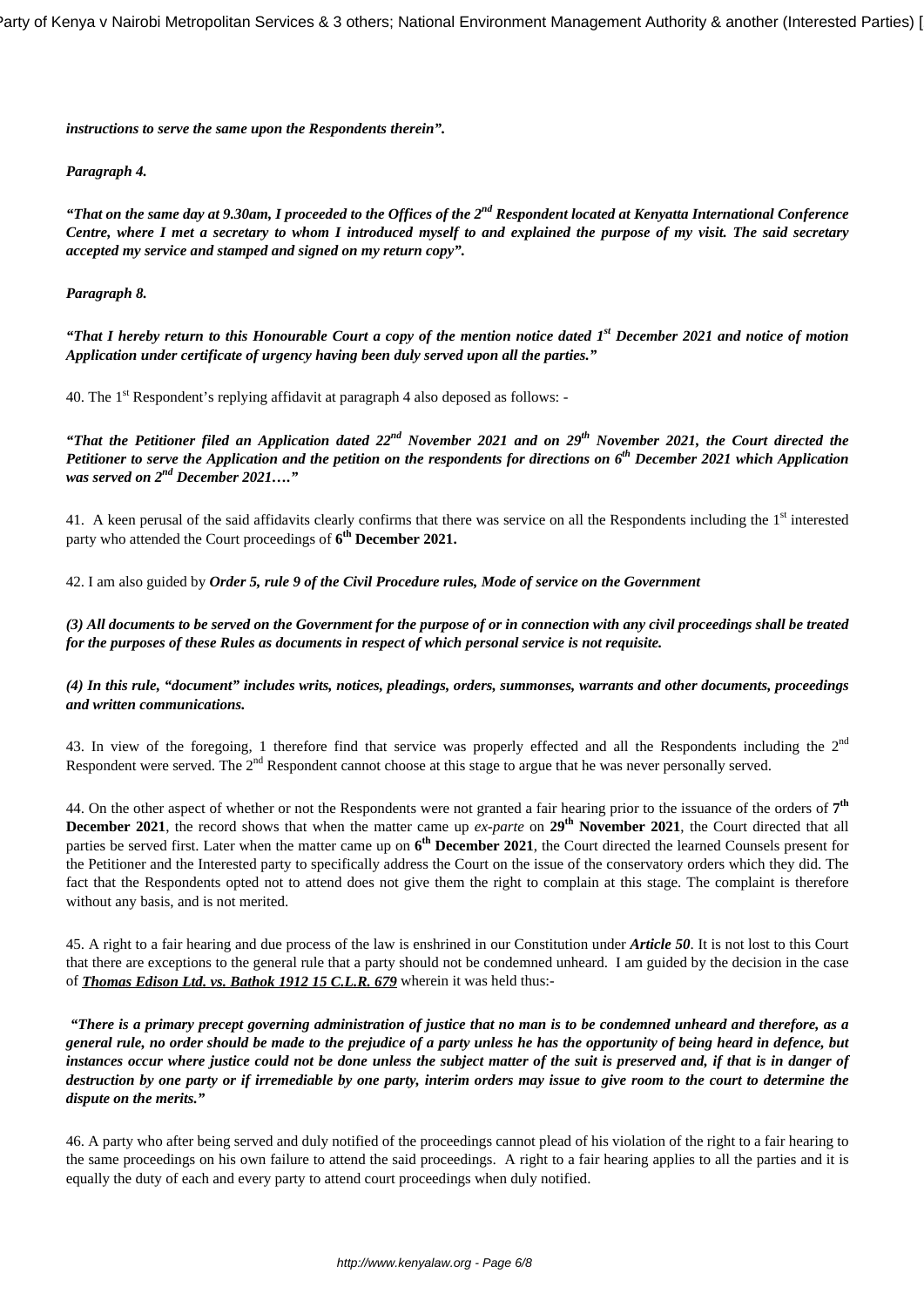***instructions to serve the same upon the Respondents therein".***

***Paragraph 4.***

***"That on the same day at 9.30am, I proceeded to the Offices of the 2nd Respondent located at Kenyatta International Conference Centre, where I met a secretary to whom I introduced myself to and explained the purpose of my visit. The said secretary accepted my service and stamped and signed on my return copy".***

***Paragraph 8.***

***"That I hereby return to this Honourable Court a copy of the mention notice dated 1st December 2021 and notice of motion Application under certificate of urgency having been duly served upon all the parties."***

40. The 1st Respondent's replying affidavit at paragraph 4 also deposed as follows: -

***"That the Petitioner filed an Application dated 22nd November 2021 and on 29th November 2021, the Court directed the Petitioner to serve the Application and the petition on the respondents for directions on 6th December 2021 which Application was served on 2nd December 2021…."***

41. A keen perusal of the said affidavits clearly confirms that there was service on all the Respondents including the 1st interested party who attended the Court proceedings of **6th December 2021.**

42. I am also guided by ***Order 5, rule 9 of the Civil Procedure rules, Mode of service on the Government***

***(3) All documents to be served on the Government for the purpose of or in connection with any civil proceedings shall be treated for the purposes of these Rules as documents in respect of which personal service is not requisite.***

***(4) In this rule, "document" includes writs, notices, pleadings, orders, summonses, warrants and other documents, proceedings and written communications.***

43. In view of the foregoing, 1 therefore find that service was properly effected and all the Respondents including the 2nd Respondent were served. The 2nd Respondent cannot choose at this stage to argue that he was never personally served.

44. On the other aspect of whether or not the Respondents were not granted a fair hearing prior to the issuance of the orders of **7th December 2021**, the record shows that when the matter came up *ex-parte* on **29th November 2021**, the Court directed that all parties be served first. Later when the matter came up on **6th December 2021**, the Court directed the learned Counsels present for the Petitioner and the Interested party to specifically address the Court on the issue of the conservatory orders which they did. The fact that the Respondents opted not to attend does not give them the right to complain at this stage. The complaint is therefore without any basis, and is not merited.

45. A right to a fair hearing and due process of the law is enshrined in our Constitution under ***Article 50***. It is not lost to this Court that there are exceptions to the general rule that a party should not be condemned unheard. I am guided by the decision in the case of ***Thomas Edison Ltd. vs. Bathok 1912 15 C.L.R. 679*** wherein it was held thus:-

***"There is a primary precept governing administration of justice that no man is to be condemned unheard and therefore, as a general rule, no order should be made to the prejudice of a party unless he has the opportunity of being heard in defence, but instances occur where justice could not be done unless the subject matter of the suit is preserved and, if that is in danger of destruction by one party or if irremediable by one party, interim orders may issue to give room to the court to determine the dispute on the merits."***

46. A party who after being served and duly notified of the proceedings cannot plead of his violation of the right to a fair hearing to the same proceedings on his own failure to attend the said proceedings. A right to a fair hearing applies to all the parties and it is equally the duty of each and every party to attend court proceedings when duly notified.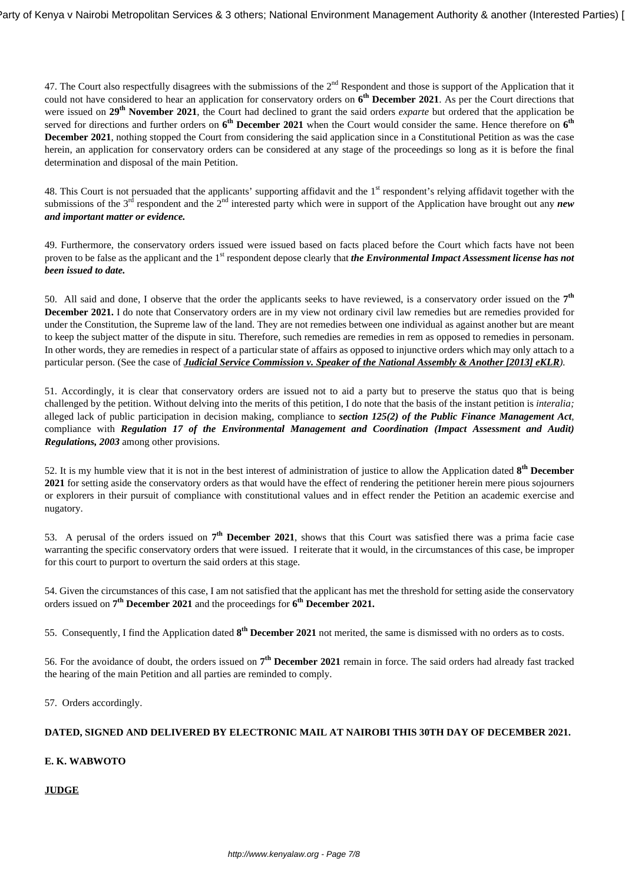47. The Court also respectfully disagrees with the submissions of the 2nd Respondent and those is support of the Application that it could not have considered to hear an application for conservatory orders on **6th December 2021**. As per the Court directions that were issued on **29th November 2021**, the Court had declined to grant the said orders *exparte* but ordered that the application be served for directions and further orders on **6th December 2021** when the Court would consider the same. Hence therefore on **6th December 2021**, nothing stopped the Court from considering the said application since in a Constitutional Petition as was the case herein, an application for conservatory orders can be considered at any stage of the proceedings so long as it is before the final determination and disposal of the main Petition.

48. This Court is not persuaded that the applicants' supporting affidavit and the 1st respondent's relying affidavit together with the submissions of the 3rd respondent and the 2nd interested party which were in support of the Application have brought out any ***new and important matter or evidence.***

49. Furthermore, the conservatory orders issued were issued based on facts placed before the Court which facts have not been proven to be false as the applicant and the 1st respondent depose clearly that ***the Environmental Impact Assessment license has not been issued to date.***

50. All said and done, I observe that the order the applicants seeks to have reviewed, is a conservatory order issued on the **7th December 2021.** I do note that Conservatory orders are in my view not ordinary civil law remedies but are remedies provided for under the Constitution, the Supreme law of the land. They are not remedies between one individual as against another but are meant to keep the subject matter of the dispute in situ. Therefore, such remedies are remedies in rem as opposed to remedies in personam. In other words, they are remedies in respect of a particular state of affairs as opposed to injunctive orders which may only attach to a particular person. (See the case of ***Judicial Service Commission v. Speaker of the National Assembly & Another [2013] eKLR****)*.

51. Accordingly, it is clear that conservatory orders are issued not to aid a party but to preserve the status quo that is being challenged by the petition. Without delving into the merits of this petition, I do note that the basis of the instant petition is *interalia;* alleged lack of public participation in decision making, compliance to ***section 125(2) of the Public Finance Management Act***, compliance with ***Regulation 17 of the Environmental Management and Coordination (Impact Assessment and Audit) Regulations, 2003*** among other provisions.

52. It is my humble view that it is not in the best interest of administration of justice to allow the Application dated **8th December 2021** for setting aside the conservatory orders as that would have the effect of rendering the petitioner herein mere pious sojourners or explorers in their pursuit of compliance with constitutional values and in effect render the Petition an academic exercise and nugatory.

53. A perusal of the orders issued on **7th December 2021**, shows that this Court was satisfied there was a prima facie case warranting the specific conservatory orders that were issued. I reiterate that it would, in the circumstances of this case, be improper for this court to purport to overturn the said orders at this stage.

54. Given the circumstances of this case, I am not satisfied that the applicant has met the threshold for setting aside the conservatory orders issued on **7th December 2021** and the proceedings for **6th December 2021.**

55. Consequently, I find the Application dated **8th December 2021** not merited, the same is dismissed with no orders as to costs.

56. For the avoidance of doubt, the orders issued on **7th December 2021** remain in force. The said orders had already fast tracked the hearing of the main Petition and all parties are reminded to comply.

57. Orders accordingly.

**DATED, SIGNED AND DELIVERED BY ELECTRONIC MAIL AT NAIROBI THIS 30TH DAY OF DECEMBER 2021.**

**E. K. WABWOTO**

**JUDGE**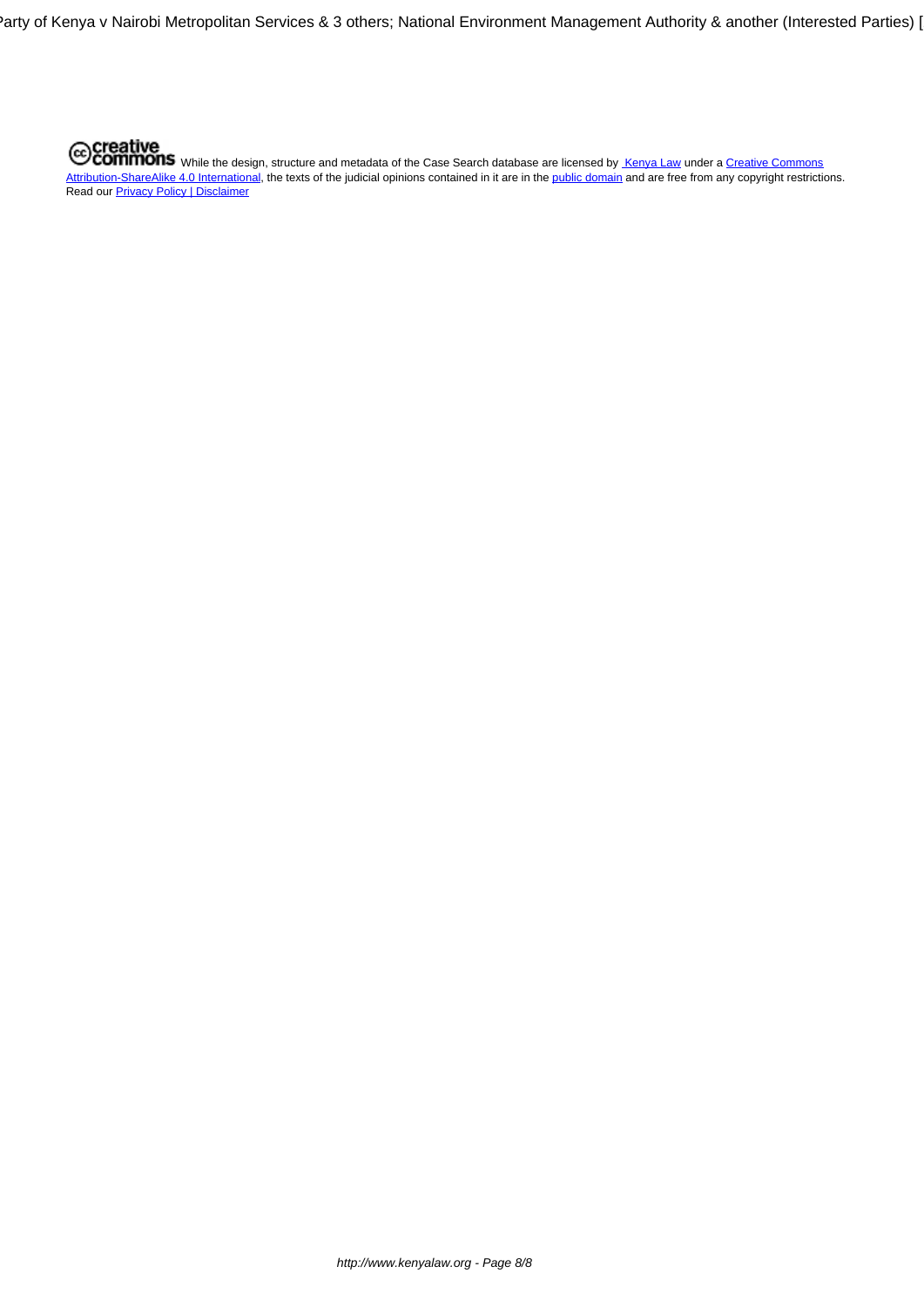While the design, structure and metadata of the Case Search database are licensed by Kenya Law under a Creative Commons Attribution-ShareAlike 4.0 International, the texts of the judicial opinions contained in it are in the public domain and are free from any copyright restrictions.
Read our Privacy Policy | Disclaimer